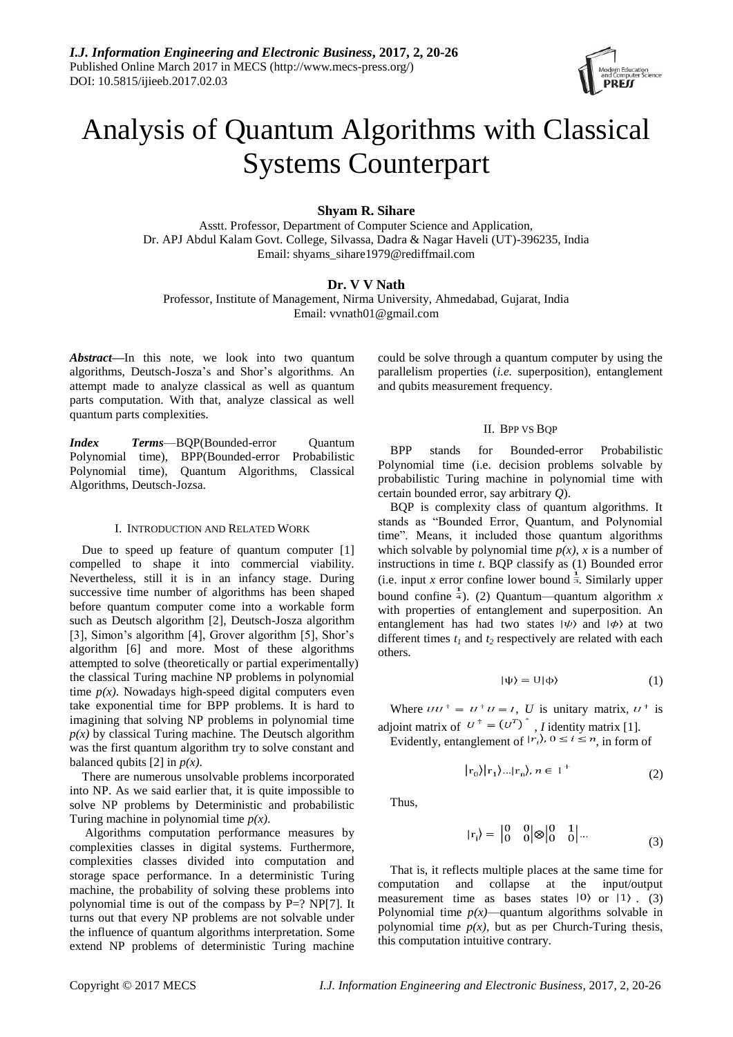# Analysis of Quantum Algorithms with Classical Systems Counterpart

**Shyam R. Sihare**

Asstt. Professor, Department of Computer Science and Application, Dr. APJ Abdul Kalam Govt. College, Silvassa, Dadra & Nagar Haveli (UT)-396235, India
Email: shyams_sihare1979@rediffmail.com

**Dr. V V Nath**

Professor, Institute of Management, Nirma University, Ahmedabad, Gujarat, India
Email: vvnath01@gmail.com

***Abstract*—**In this note, we look into two quantum algorithms, Deutsch-Josza's and Shor's algorithms. An attempt made to analyze classical as well as quantum parts computation. With that, analyze classical as well quantum parts complexities.

***Index Terms*—**BQP(Bounded-error Quantum Polynomial time), BPP(Bounded-error Probabilistic Polynomial time), Quantum Algorithms, Classical Algorithms, Deutsch-Jozsa.

## I. Introduction and Related Work

Due to speed up feature of quantum computer [1] compelled to shape it into commercial viability. Nevertheless, still it is in an infancy stage. During successive time number of algorithms has been shaped before quantum computer come into a workable form such as Deutsch algorithm [2], Deutsch-Josza algorithm [3], Simon's algorithm [4], Grover algorithm [5], Shor's algorithm [6] and more. Most of these algorithms attempted to solve (theoretically or partial experimentally) the classical Turing machine NP problems in polynomial time $p(x)$. Nowadays high-speed digital computers even take exponential time for BPP problems. It is hard to imagining that solving NP problems in polynomial time $p(x)$ by classical Turing machine. The Deutsch algorithm was the first quantum algorithm try to solve constant and balanced qubits [2] in $p(x)$.

There are numerous unsolvable problems incorporated into NP. As we said earlier that, it is quite impossible to solve NP problems by Deterministic and probabilistic Turing machine in polynomial time $p(x)$.

Algorithms computation performance measures by complexities classes in digital systems. Furthermore, complexities classes divided into computation and storage space performance. In a deterministic Turing machine, the probability of solving these problems into polynomial time is out of the compass by P=? NP[7]. It turns out that every NP problems are not solvable under the influence of quantum algorithms interpretation. Some extend NP problems of deterministic Turing machine could be solve through a quantum computer by using the parallelism properties (*i.e.* superposition), entanglement and qubits measurement frequency.

## II. BPP vs BQP

BPP stands for Bounded-error Probabilistic Polynomial time (i.e. decision problems solvable by probabilistic Turing machine in polynomial time with certain bounded error, say arbitrary $Q$).

BQP is complexity class of quantum algorithms. It stands as "Bounded Error, Quantum, and Polynomial time". Means, it included those quantum algorithms which solvable by polynomial time $p(x)$, $x$ is a number of instructions in time $t$. BQP classify as (1) Bounded error (i.e. input $x$ error confine lower bound $\frac{1}{3}$. Similarly upper bound confine $\frac{1}{4}$). (2) Quantum—quantum algorithm $x$ with properties of entanglement and superposition. An entanglement has had two states $|\psi\rangle$ and $|\phi\rangle$ at two different times $t_1$ and $t_2$ respectively are related with each others.

$$|\psi\rangle = U|\phi\rangle \tag{1}$$

Where $UU^+ = U^+U = I$, $U$ is unitary matrix, $U^+$ is adjoint matrix of $U^+ = (U^T)^*$, $I$ identity matrix [1].

Evidently, entanglement of $|r_i\rangle, 0 \leq i \leq n$, in form of

$$|r_0\rangle|r_1\rangle \ldots |r_n\rangle, n \in I^+ \tag{2}$$

Thus,

$$|r_i\rangle = \begin{vmatrix} 0 & 0 \\ 0 & 0 \end{vmatrix} \otimes \begin{vmatrix} 0 & 1 \\ 0 & 0 \end{vmatrix} \ldots \tag{3}$$

That is, it reflects multiple places at the same time for computation and collapse at the input/output measurement time as bases states $|0\rangle$ or $|1\rangle$. (3) Polynomial time $p(x)$—quantum algorithms solvable in polynomial time $p(x)$, but as per Church-Turing thesis, this computation intuitive contrary.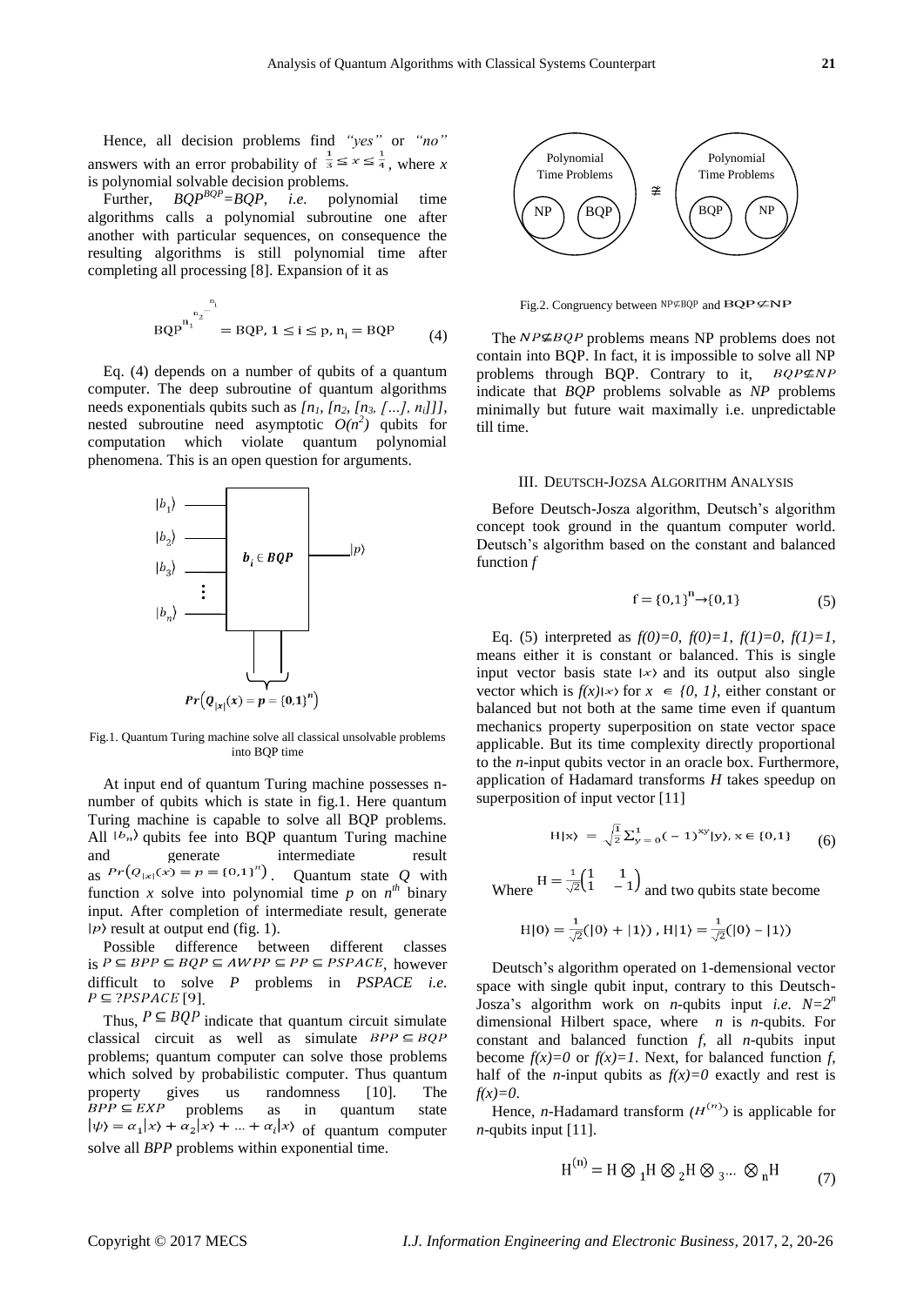Hence, all decision problems find *"yes"* or *"no"* answers with an error probability of $\frac{1}{3} \leq x \leq \frac{1}{4}$, where *x* is polynomial solvable decision problems.

Further, $BQP^{BQP}=BQP$, *i.e.* polynomial time algorithms calls a polynomial subroutine one after another with particular sequences, on consequence the resulting algorithms is still polynomial time after completing all processing [8]. Expansion of it as

$$\mathrm{BQP}^{\mathrm{n_1}^{\mathrm{n_2}^{\cdots^{\mathrm{n_i}}}}} = \mathrm{BQP},\ 1 \leq \mathrm{i} \leq \mathrm{p},\ \mathrm{n_i} = \mathrm{BQP} \tag{4}$$

Eq. (4) depends on a number of qubits of a quantum computer. The deep subroutine of quantum algorithms needs exponentials qubits such as *[n₁, [n₂, [n₃, […], nᵢ]]]*, nested subroutine need asymptotic $O(n^2)$ qubits for computation which violate quantum polynomial phenomena. This is an open question for arguments.

Fig.1. Quantum Turing machine solve all classical unsolvable problems into BQP time

At input end of quantum Turing machine possesses n-number of qubits which is state in fig.1. Here quantum Turing machine is capable to solve all BQP problems. All $|b_n\rangle$ qubits fee into BQP quantum Turing machine and generate intermediate result as $Pr(Q_{|x|}(x) = p = \{0,1\}^n)$. Quantum state *Q* with function *x* solve into polynomial time *p* on $n^{th}$ binary input. After completion of intermediate result, generate $|p\rangle$ result at output end (fig. 1).

Possible difference between different classes is $P \subseteq BPP \subseteq BQP \subseteq AWPP \subseteq PP \subseteq PSPACE$, however difficult to solve *P* problems in *PSPACE* *i.e.* $P \subseteq ?PSPACE$ [9].

Thus, $P \subseteq BQP$ indicate that quantum circuit simulate classical circuit as well as simulate $BPP \subseteq BQP$ problems; quantum computer can solve those problems which solved by probabilistic computer. Thus quantum property gives us randomness [10]. The $BPP \subseteq EXP$ problems as in quantum state $|\psi\rangle = \alpha_1|x\rangle + \alpha_2|x\rangle + \ldots + \alpha_i|x\rangle$ of quantum computer solve all *BPP* problems within exponential time.

Fig.2. Congruency between $NP \not\subseteq BQP$ and $BQP \not\subseteq NP$

The $NP \not\subseteq BQP$ problems means NP problems does not contain into BQP. In fact, it is impossible to solve all NP problems through BQP. Contrary to it, $BQP \not\subseteq NP$ indicate that *BQP* problems solvable as *NP* problems minimally but future wait maximally i.e. unpredictable till time.

## III. Deutsch-Jozsa Algorithm Analysis

Before Deutsch-Josza algorithm, Deutsch's algorithm concept took ground in the quantum computer world. Deutsch's algorithm based on the constant and balanced function *f*

$$f = \{0,1\}^n \rightarrow \{0,1\} \tag{5}$$

Eq. (5) interpreted as *f(0)=0, f(0)=1, f(1)=0, f(1)=1*, means either it is constant or balanced. This is single input vector basis state $|x\rangle$ and its output also single vector which is $f(x)|x\rangle$ for $x \in \{0, 1\}$, either constant or balanced but not both at the same time even if quantum mechanics property superposition on state vector space applicable. But its time complexity directly proportional to the *n*-input qubits vector in an oracle box. Furthermore, application of Hadamard transforms *H* takes speedup on superposition of input vector [11]

$$\mathrm{H}|\mathrm{x}\rangle = \sqrt{\tfrac{1}{2}} \sum_{y=0}^{1} (-1)^{xy} |y\rangle,\ x \in \{0,1\} \tag{6}$$

Where $\mathrm{H} = \frac{1}{\sqrt{2}}\begin{pmatrix} 1 & 1 \\ 1 & -1 \end{pmatrix}$ and two qubits state become

$$\mathrm{H}|0\rangle = \tfrac{1}{\sqrt{2}}(|0\rangle + |1\rangle),\ \mathrm{H}|1\rangle = \tfrac{1}{\sqrt{2}}(|0\rangle - |1\rangle)$$

Deutsch's algorithm operated on 1-demensional vector space with single qubit input, contrary to this Deutsch-Josza's algorithm work on *n*-qubits input *i.e.* $N=2^n$ dimensional Hilbert space, where *n* is *n*-qubits. For constant and balanced function *f*, all *n*-qubits input become *f(x)=0* or *f(x)=1*. Next, for balanced function *f*, half of the *n*-input qubits as *f(x)=0* exactly and rest is *f(x)=0*.

Hence, *n*-Hadamard transform $(H^{(n)})$ is applicable for *n*-qubits input [11].

$$\mathrm{H}^{(n)} = \mathrm{H} \otimes {}_1\mathrm{H} \otimes {}_2\mathrm{H} \otimes {}_3 \ldots \otimes {}_n\mathrm{H} \tag{7}$$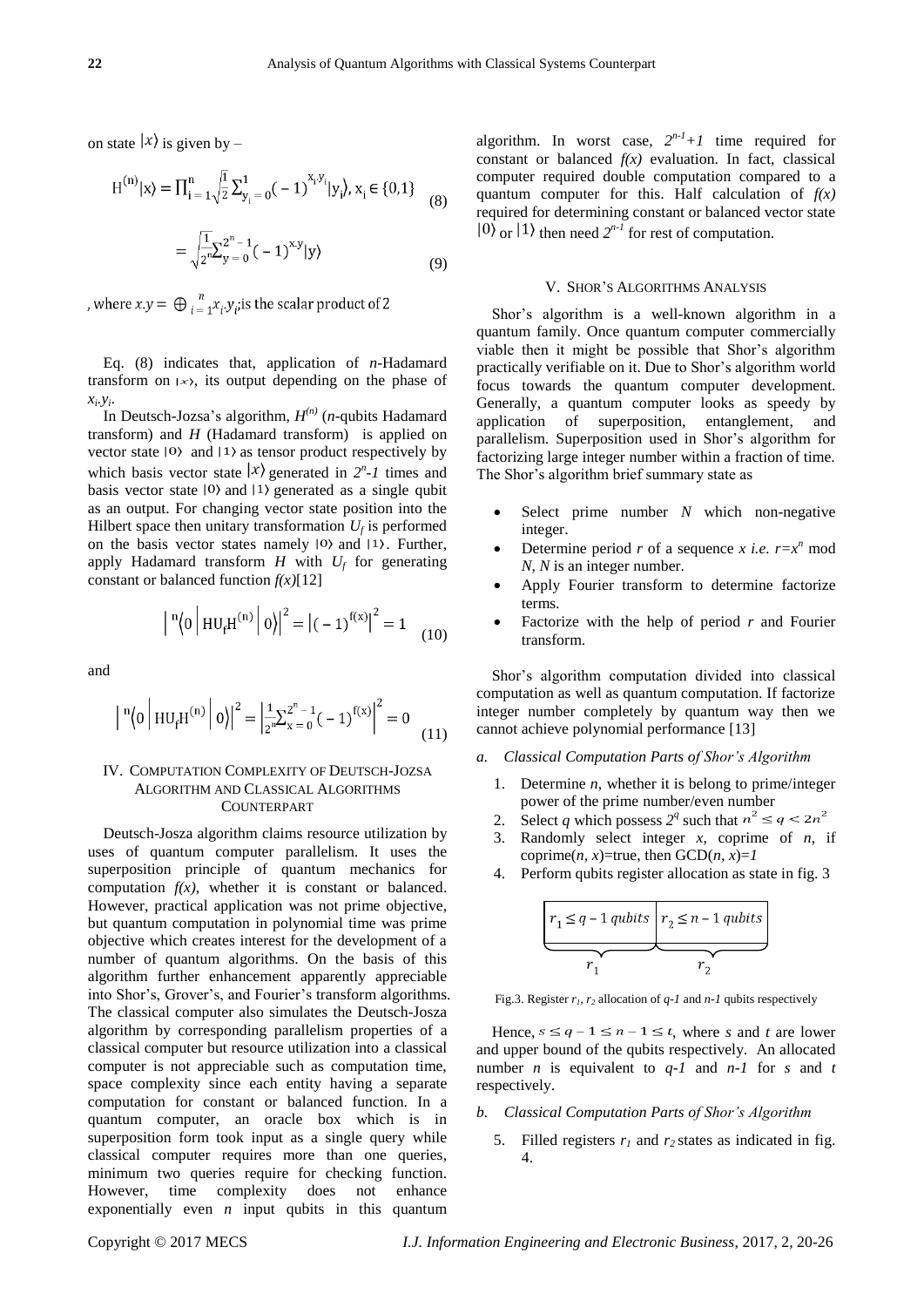on state $|x\rangle$ is given by –

$$H^{(n)}|x\rangle = \prod_{i=1}^{n} \sqrt{\frac{1}{2}} \sum_{y_i=0}^{1} (-1)^{x_i y_i} |y_i\rangle, \; x_i \in \{0,1\} \tag{8}$$

$$= \sqrt{\frac{1}{2^n}} \sum_{y=0}^{2^n-1} (-1)^{x.y} |y\rangle \tag{9}$$

, where $x.y = \oplus_{i=1}^{n} x_i.y_i$;is the scalar product of 2

Eq. (8) indicates that, application of $n$-Hadamard transform on $|x\rangle$, its output depending on the phase of $x_i.y_i$.

In Deutsch-Jozsa's algorithm, $H^{(n)}$ ($n$-qubits Hadamard transform) and $H$ (Hadamard transform) is applied on vector state $|0\rangle$ and $|1\rangle$ as tensor product respectively by which basis vector state $|x\rangle$ generated in $2^n$-$1$ times and basis vector state $|0\rangle$ and $|1\rangle$ generated as a single qubit as an output. For changing vector state position into the Hilbert space then unitary transformation $U_f$ is performed on the basis vector states namely $|0\rangle$ and $|1\rangle$. Further, apply Hadamard transform $H$ with $U_f$ for generating constant or balanced function $f(x)$[12]

$$\left| {}^{n}\langle 0 \left| HU_f H^{(n)} \right| 0 \rangle \right|^2 = \left| (-1)^{f(x)} \right|^2 = 1 \tag{10}$$

and

$$\left| {}^{n}\langle 0 \left| HU_f H^{(n)} \right| 0 \rangle \right|^2 = \left| \frac{1}{2^n} \sum_{x=0}^{2^n-1} (-1)^{f(x)} \right|^2 = 0 \tag{11}$$

## IV. Computation Complexity of Deutsch-Jozsa Algorithm and Classical Algorithms Counterpart

Deutsch-Josza algorithm claims resource utilization by uses of quantum computer parallelism. It uses the superposition principle of quantum mechanics for computation $f(x)$, whether it is constant or balanced. However, practical application was not prime objective, but quantum computation in polynomial time was prime objective which creates interest for the development of a number of quantum algorithms. On the basis of this algorithm further enhancement apparently appreciable into Shor's, Grover's, and Fourier's transform algorithms. The classical computer also simulates the Deutsch-Josza algorithm by corresponding parallelism properties of a classical computer but resource utilization into a classical computer is not appreciable such as computation time, space complexity since each entity having a separate computation for constant or balanced function. In a quantum computer, an oracle box which is in superposition form took input as a single query while classical computer requires more than one queries, minimum two queries require for checking function. However, time complexity does not enhance exponentially even $n$ input qubits in this quantum algorithm. In worst case, $2^{n-1}+1$ time required for constant or balanced $f(x)$ evaluation. In fact, classical computer required double computation compared to a quantum computer for this. Half calculation of $f(x)$ required for determining constant or balanced vector state $|0\rangle$ or $|1\rangle$ then need $2^{n-1}$ for rest of computation.

## V. Shor's Algorithms Analysis

Shor's algorithm is a well-known algorithm in a quantum family. Once quantum computer commercially viable then it might be possible that Shor's algorithm practically verifiable on it. Due to Shor's algorithm world focus towards the quantum computer development. Generally, a quantum computer looks as speedy by application of superposition, entanglement, and parallelism. Superposition used in Shor's algorithm for factorizing large integer number within a fraction of time. The Shor's algorithm brief summary state as

- Select prime number $N$ which non-negative integer.
- Determine period $r$ of a sequence $x$ *i.e.* $r=x^n$ mod $N$, $N$ is an integer number.
- Apply Fourier transform to determine factorize terms.
- Factorize with the help of period $r$ and Fourier transform.

Shor's algorithm computation divided into classical computation as well as quantum computation. If factorize integer number completely by quantum way then we cannot achieve polynomial performance [13]

### *a. Classical Computation Parts of Shor's Algorithm*

1. Determine $n$, whether it is belong to prime/integer power of the prime number/even number
2. Select $q$ which possess $2^q$ such that $n^2 \leq q < 2n^2$
3. Randomly select integer $x$, coprime of $n$, if coprime($n$, $x$)=true, then GCD($n$, $x$)=$1$
4. Perform qubits register allocation as state in fig. 3

| $r_1 \leq q-1$ *qubits* | $r_2 \leq n-1$ *qubits* |
|---|---|
| $r_1$ | $r_2$ |

Fig.3. Register $r_1$, $r_2$ allocation of $q$-$1$ and $n$-$1$ qubits respectively

Hence, $s \leq q-1 \leq n-1 \leq t$, where $s$ and $t$ are lower and upper bound of the qubits respectively. An allocated number $n$ is equivalent to $q$-$1$ and $n$-$1$ for $s$ and $t$ respectively.

### *b. Classical Computation Parts of Shor's Algorithm*

5. Filled registers $r_1$ and $r_2$ states as indicated in fig. 4.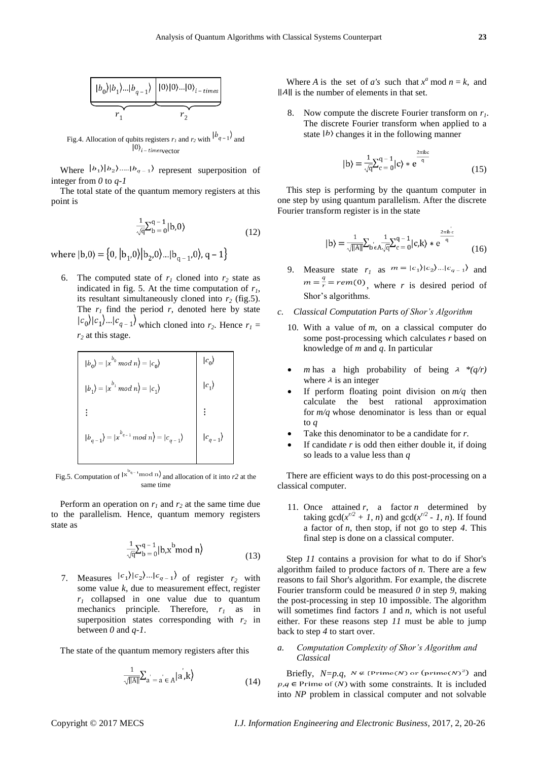$$|b_0\rangle|b_1\rangle...|b_{q-1}\rangle \quad |0\rangle|0\rangle...|0\rangle_{i-times}$$

$$\underbrace{\qquad}_{r_1} \qquad \underbrace{\qquad}_{r_2}$$

Fig.4. Allocation of qubits registers $r_1$ and $r_2$ with $|b_{q-1}\rangle$ and $|0\rangle_{i-times}$ vector

Where $|b_1\rangle|b_2\rangle.....|b_{q-1}\rangle$ represent superposition of integer from *0* to *q-1*

The total state of the quantum memory registers at this point is

$$\frac{1}{\sqrt{q}}\sum_{b=0}^{q-1}|b,0\rangle \tag{12}$$

where $|b,0\rangle = \{0, |b_1,0\rangle|b_2,0\rangle...|b_{q-1},0\rangle, q-1\}$

6. The computed state of $r_1$ cloned into $r_2$ state as indicated in fig. 5. At the time computation of $r_1$, its resultant simultaneously cloned into $r_2$ (fig.5). The $r_1$ find the period *r*, denoted here by state $|c_0\rangle|c_1\rangle...|c_{q-1}\rangle$ which cloned into $r_2$. Hence $r_1 = r_2$ at this stage.

| | |
|---|---|
| $\|b_0\rangle = \|x^{b_0} \bmod n\rangle = \|c_0\rangle$ | $\|c_0\rangle$ |
| $\|b_1\rangle = \|x^{b_1} \bmod n\rangle = \|c_1\rangle$ | $\|c_1\rangle$ |
| $\vdots$ | $\vdots$ |
| $\|b_{q-1}\rangle = \|x^{b_{q-1}} \bmod n\rangle = \|c_{q-1}\rangle$ | $\|c_{q-1}\rangle$ |

Fig.5. Computation of $|x^{b_{q-1}} \bmod n\rangle$ and allocation of it into *r2* at the same time

Perform an operation on $r_1$ and $r_2$ at the same time due to the parallelism. Hence, quantum memory registers state as

$$\frac{1}{\sqrt{q}}\sum_{b=0}^{q-1}|b,x^b \bmod n\rangle \tag{13}$$

7. Measures $|c_1\rangle|c_2\rangle...|c_{q-1}\rangle$ of register $r_2$ with some value *k*, due to measurement effect, register $r_1$ collapsed in one value due to quantum mechanics principle. Therefore, $r_1$ as in superposition states corresponding with $r_2$ in between *0* and *q-1*.

The state of the quantum memory registers after this

$$\frac{1}{\sqrt{\|A\|}}\sum_{a'=a' \in A}|a',k\rangle \tag{14}$$

Where *A* is the set of *a's* such that $x^a \bmod n = k$, and $\|A\|$ is the number of elements in that set.

8. Now compute the discrete Fourier transform on $r_1$. The discrete Fourier transform when applied to a state $|b\rangle$ changes it in the following manner

$$|b\rangle = \frac{1}{\sqrt{q}}\sum_{c=0}^{q-1}|c\rangle * e^{\frac{2\pi ibc}{q}} \tag{15}$$

This step is performing by the quantum computer in one step by using quantum parallelism. After the discrete Fourier transform register is in the state

$$|b\rangle = \frac{1}{\sqrt{\|A\|}}\sum_{b' \epsilon A}\frac{1}{\sqrt{q}}\sum_{c=0}^{q-1}|c,k\rangle * e^{\frac{2\pi ib'c}{q}} \tag{16}$$

9. Measure state $r_1$ as $m = |c_1\rangle|c_2\rangle...|c_{q-1}\rangle$ and $m = \frac{q}{r} = rem(0)$, where *r* is desired period of Shor's algorithms.

*c. Classical Computation Parts of Shor's Algorithm*

10. With a value of *m*, on a classical computer do some post-processing which calculates *r* based on knowledge of *m* and *q*. In particular

- *m* has a high probability of being $\lambda$ *(q/r)* where $\lambda$ is an integer
- If perform floating point division on *m/q* then calculate the best rational approximation for *m/q* whose denominator is less than or equal to *q*
- Take this denominator to be a candidate for *r*.
- If candidate *r* is odd then either double it, if doing so leads to a value less than *q*

There are efficient ways to do this post-processing on a classical computer.

11. Once attained *r*, a factor *n* determined by taking gcd($x^{r/2} + 1, n$) and gcd($x^{r/2} - 1, n$). If found a factor of *n*, then stop, if not go to step *4*. This final step is done on a classical computer.

Step *11* contains a provision for what to do if Shor's algorithm failed to produce factors of *n*. There are a few reasons to fail Shor's algorithm. For example, the discrete Fourier transform could be measured *0* in step *9*, making the post-processing in step 10 impossible. The algorithm will sometimes find factors *1* and *n*, which is not useful either. For these reasons step *11* must be able to jump back to step *4* to start over.

*a. Computation Complexity of Shor's Algorithm and Classical*

Briefly, $N=p.q$, $N \notin \{\text{Prime}(N) \text{ or } (\text{prime}(N)^z)$ and $p,q \in \text{Prime of } (N)$ with some constraints. It is included into *NP* problem in classical computer and not solvable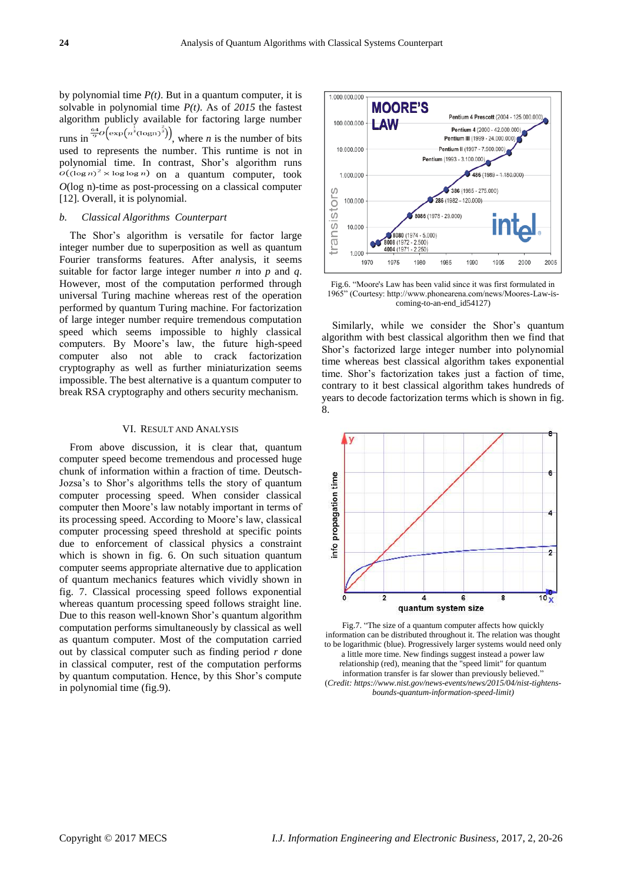by polynomial time *P(t)*. But in a quantum computer, it is solvable in polynomial time *P(t)*. As of *2015* the fastest algorithm publicly available for factoring large number runs in $\frac{64}{9}O\left(\exp\left(n^{\frac{1}{3}}(\log n)^{\frac{2}{3}}\right)\right)$, where *n* is the number of bits used to represents the number. This runtime is not in polynomial time. In contrast, Shor's algorithm runs $O((\log n)^2 \times \log\log n)$ on a quantum computer, took $O(\log n)$-time as post-processing on a classical computer [12]. Overall, it is polynomial.

### *b. Classical Algorithms Counterpart*

The Shor's algorithm is versatile for factor large integer number due to superposition as well as quantum Fourier transforms features. After analysis, it seems suitable for factor large integer number *n* into *p* and *q*. However, most of the computation performed through universal Turing machine whereas rest of the operation performed by quantum Turing machine. For factorization of large integer number require tremendous computation speed which seems impossible to highly classical computers. By Moore's law, the future high-speed computer also not able to crack factorization cryptography as well as further miniaturization seems impossible. The best alternative is a quantum computer to break RSA cryptography and others security mechanism.

## VI. Result and Analysis

From above discussion, it is clear that, quantum computer speed become tremendous and processed huge chunk of information within a fraction of time. Deutsch-Jozsa's to Shor's algorithms tells the story of quantum computer processing speed. When consider classical computer then Moore's law notably important in terms of its processing speed. According to Moore's law, classical computer processing speed threshold at specific points due to enforcement of classical physics a constraint which is shown in fig. 6. On such situation quantum computer seems appropriate alternative due to application of quantum mechanics features which vividly shown in fig. 7. Classical processing speed follows exponential whereas quantum processing speed follows straight line. Due to this reason well-known Shor's quantum algorithm computation performs simultaneously by classical as well as quantum computer. Most of the computation carried out by classical computer such as finding period *r* done in classical computer, rest of the computation performs by quantum computation. Hence, by this Shor's compute in polynomial time (fig.9).

Fig.6. "Moore's Law has been valid since it was first formulated in 1965" (Courtesy: http://www.phonearena.com/news/Moores-Law-is-coming-to-an-end_id54127)

Similarly, while we consider the Shor's quantum algorithm with best classical algorithm then we find that Shor's factorized large integer number into polynomial time whereas best classical algorithm takes exponential time. Shor's factorization takes just a faction of time, contrary to it best classical algorithm takes hundreds of years to decode factorization terms which is shown in fig. 8.

Fig.7. "The size of a quantum computer affects how quickly information can be distributed throughout it. The relation was thought to be logarithmic (blue). Progressively larger systems would need only a little more time. New findings suggest instead a power law relationship (red), meaning that the "speed limit" for quantum information transfer is far slower than previously believed." (*Credit: https://www.nist.gov/news-events/news/2015/04/nist-tightens-bounds-quantum-information-speed-limit)*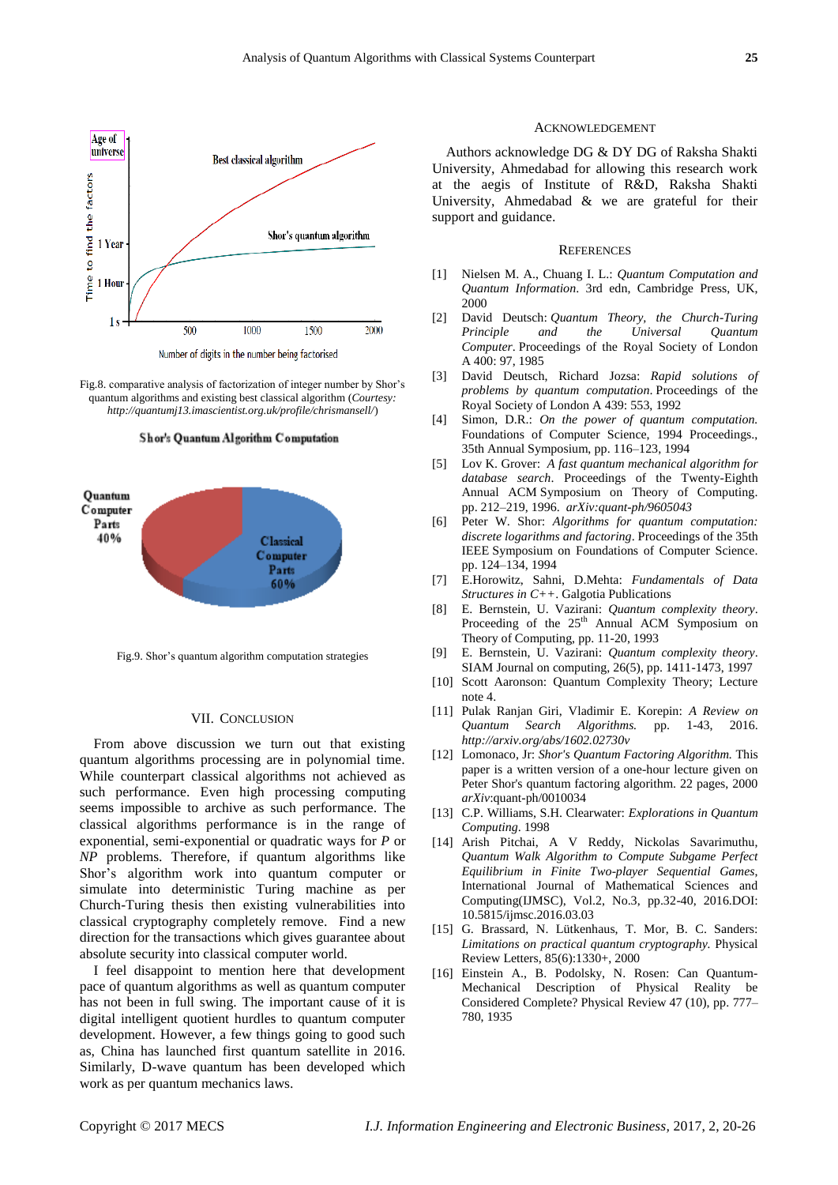Fig.8. comparative analysis of factorization of integer number by Shor's quantum algorithms and existing best classical algorithm (*Courtesy: http://quantumj13.imascientist.org.uk/profile/chrismansell/*)

Fig.9. Shor's quantum algorithm computation strategies

## VII. Conclusion

From above discussion we turn out that existing quantum algorithms processing are in polynomial time. While counterpart classical algorithms not achieved as such performance. Even high processing computing seems impossible to archive as such performance. The classical algorithms performance is in the range of exponential, semi-exponential or quadratic ways for *P* or *NP* problems. Therefore, if quantum algorithms like Shor's algorithm work into quantum computer or simulate into deterministic Turing machine as per Church-Turing thesis then existing vulnerabilities into classical cryptography completely remove. Find a new direction for the transactions which gives guarantee about absolute security into classical computer world.

I feel disappoint to mention here that development pace of quantum algorithms as well as quantum computer has not been in full swing. The important cause of it is digital intelligent quotient hurdles to quantum computer development. However, a few things going to good such as, China has launched first quantum satellite in 2016. Similarly, D-wave quantum has been developed which work as per quantum mechanics laws.

## Acknowledgement

Authors acknowledge DG & DY DG of Raksha Shakti University, Ahmedabad for allowing this research work at the aegis of Institute of R&D, Raksha Shakti University, Ahmedabad & we are grateful for their support and guidance.

## References

[1] Nielsen M. A., Chuang I. L.: *Quantum Computation and Quantum Information*. 3rd edn, Cambridge Press, UK, 2000

[2] David Deutsch: *Quantum Theory, the Church-Turing Principle and the Universal Quantum Computer*. Proceedings of the Royal Society of London A 400: 97, 1985

[3] David Deutsch, Richard Jozsa: *Rapid solutions of problems by quantum computation*. Proceedings of the Royal Society of London A 439: 553, 1992

[4] Simon, D.R.: *On the power of quantum computation.* Foundations of Computer Science, 1994 Proceedings., 35th Annual Symposium, pp. 116–123, 1994

[5] Lov K. Grover: *A fast quantum mechanical algorithm for database search*. Proceedings of the Twenty-Eighth Annual ACM Symposium on Theory of Computing. pp. 212–219, 1996. *arXiv:quant-ph/9605043*

[6] Peter W. Shor: *Algorithms for quantum computation: discrete logarithms and factoring*. Proceedings of the 35th IEEE Symposium on Foundations of Computer Science. pp. 124–134, 1994

[7] E.Horowitz, Sahni, D.Mehta: *Fundamentals of Data Structures in C++*. Galgotia Publications

[8] E. Bernstein, U. Vazirani: *Quantum complexity theory*. Proceeding of the 25th Annual ACM Symposium on Theory of Computing, pp. 11-20, 1993

[9] E. Bernstein, U. Vazirani: *Quantum complexity theory*. SIAM Journal on computing, 26(5), pp. 1411-1473, 1997

[10] Scott Aaronson: Quantum Complexity Theory; Lecture note 4.

[11] Pulak Ranjan Giri, Vladimir E. Korepin: *A Review on Quantum Search Algorithms.* pp. 1-43, 2016. *http://arxiv.org/abs/1602.02730v*

[12] Lomonaco, Jr: *Shor's Quantum Factoring Algorithm.* This paper is a written version of a one-hour lecture given on Peter Shor's quantum factoring algorithm. 22 pages, 2000 *arXiv*:quant-ph/0010034

[13] C.P. Williams, S.H. Clearwater: *Explorations in Quantum Computing*. 1998

[14] Arish Pitchai, A V Reddy, Nickolas Savarimuthu, *Quantum Walk Algorithm to Compute Subgame Perfect Equilibrium in Finite Two-player Sequential Games*, International Journal of Mathematical Sciences and Computing(IJMSC), Vol.2, No.3, pp.32-40, 2016.DOI: 10.5815/ijmsc.2016.03.03

[15] G. Brassard, N. Lütkenhaus, T. Mor, B. C. Sanders: *Limitations on practical quantum cryptography.* Physical Review Letters, 85(6):1330+, 2000

[16] Einstein A., B. Podolsky, N. Rosen: Can Quantum-Mechanical Description of Physical Reality be Considered Complete? Physical Review 47 (10), pp. 777–780, 1935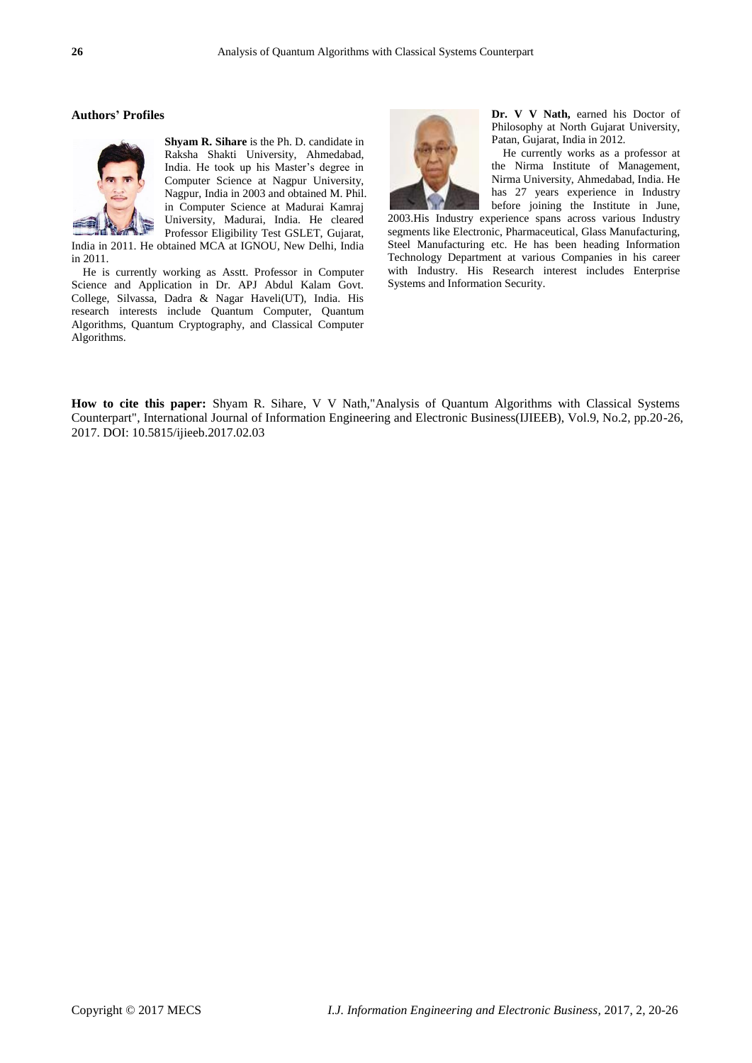**Authors' Profiles**

**Shyam R. Sihare** is the Ph. D. candidate in Raksha Shakti University, Ahmedabad, India. He took up his Master's degree in Computer Science at Nagpur University, Nagpur, India in 2003 and obtained M. Phil. in Computer Science at Madurai Kamraj University, Madurai, India. He cleared Professor Eligibility Test GSLET, Gujarat, India in 2011. He obtained MCA at IGNOU, New Delhi, India in 2011.

He is currently working as Asstt. Professor in Computer Science and Application in Dr. APJ Abdul Kalam Govt. College, Silvassa, Dadra & Nagar Haveli(UT), India. His research interests include Quantum Computer, Quantum Algorithms, Quantum Cryptography, and Classical Computer Algorithms.

**Dr. V V Nath,** earned his Doctor of Philosophy at North Gujarat University, Patan, Gujarat, India in 2012.

He currently works as a professor at the Nirma Institute of Management, Nirma University, Ahmedabad, India. He has 27 years experience in Industry before joining the Institute in June, 2003.His Industry experience spans across various Industry segments like Electronic, Pharmaceutical, Glass Manufacturing, Steel Manufacturing etc. He has been heading Information Technology Department at various Companies in his career with Industry. His Research interest includes Enterprise Systems and Information Security.

**How to cite this paper:** Shyam R. Sihare, V V Nath,"Analysis of Quantum Algorithms with Classical Systems Counterpart", International Journal of Information Engineering and Electronic Business(IJIEEB), Vol.9, No.2, pp.20-26, 2017. DOI: 10.5815/ijieeb.2017.02.03